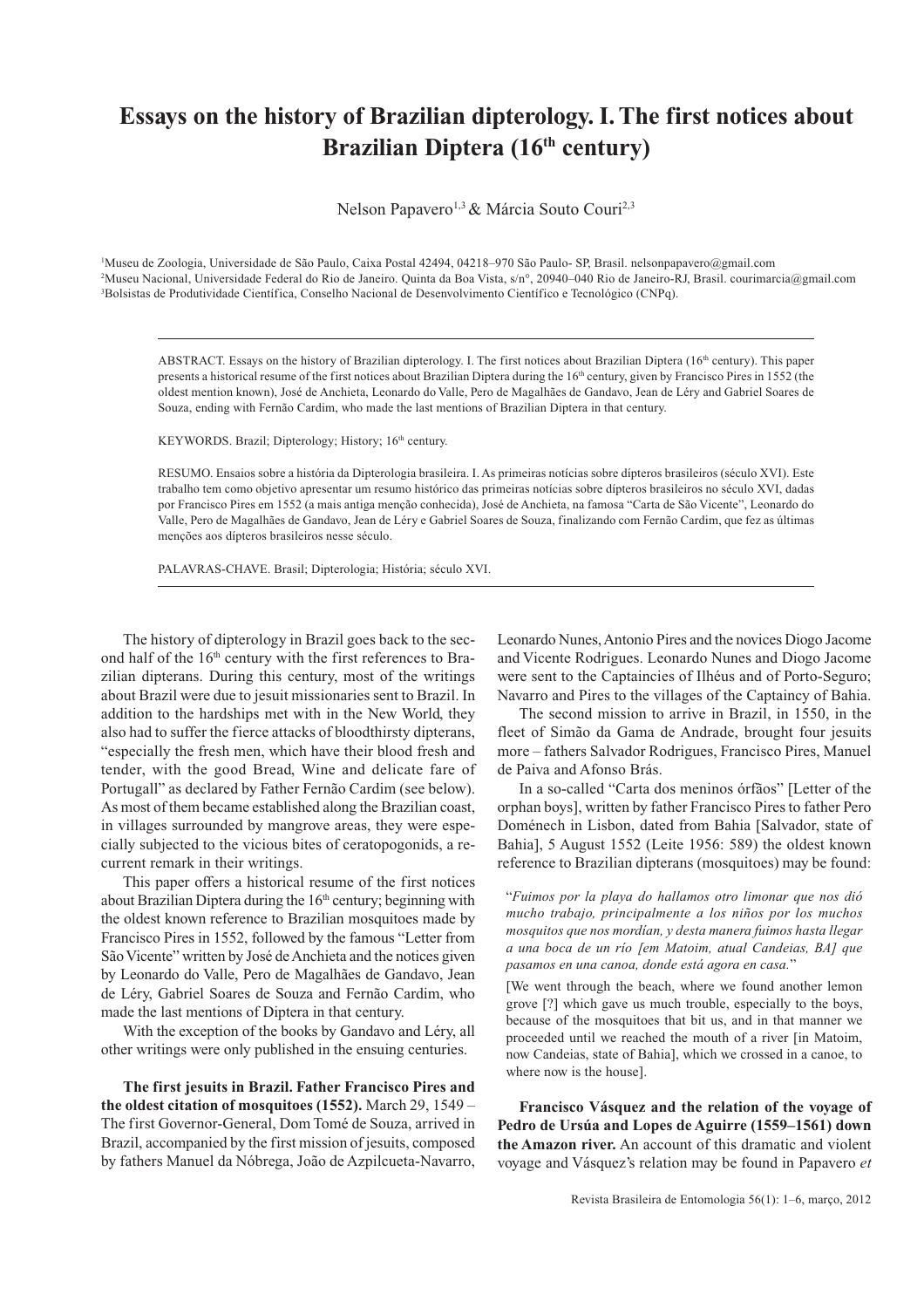# Essays on the history of Brazilian dipterology. I. The first notices about Brazilian Diptera (16th century)

Nelson Papavero[1,3] & Márcia Souto Couri[2,3]

[1]Museu de Zoologia, Universidade de São Paulo, Caixa Postal 42494, 04218–970 São Paulo- SP, Brasil. nelsonpapavero@gmail.com
[2]Museu Nacional, Universidade Federal do Rio de Janeiro. Quinta da Boa Vista, s/n°, 20940–040 Rio de Janeiro-RJ, Brasil. courimarcia@gmail.com
[3]Bolsistas de Produtividade Científica, Conselho Nacional de Desenvolvimento Científico e Tecnológico (CNPq).

ABSTRACT. Essays on the history of Brazilian dipterology. I. The first notices about Brazilian Diptera (16th century). This paper presents a historical resume of the first notices about Brazilian Diptera during the 16th century, given by Francisco Pires in 1552 (the oldest mention known), José de Anchieta, Leonardo do Valle, Pero de Magalhães de Gandavo, Jean de Léry and Gabriel Soares de Souza, ending with Fernão Cardim, who made the last mentions of Brazilian Diptera in that century.

KEYWORDS. Brazil; Dipterology; History; 16th century.

RESUMO. Ensaios sobre a história da Dipterologia brasileira. I. As primeiras notícias sobre dípteros brasileiros (século XVI). Este trabalho tem como objetivo apresentar um resumo histórico das primeiras notícias sobre dípteros brasileiros no século XVI, dadas por Francisco Pires em 1552 (a mais antiga menção conhecida), José de Anchieta, na famosa "Carta de São Vicente", Leonardo do Valle, Pero de Magalhães de Gandavo, Jean de Léry e Gabriel Soares de Souza, finalizando com Fernão Cardim, que fez as últimas menções aos dípteros brasileiros nesse século.

PALAVRAS-CHAVE. Brasil; Dipterologia; História; século XVI.

The history of dipterology in Brazil goes back to the second half of the 16th century with the first references to Brazilian dipterans. During this century, most of the writings about Brazil were due to jesuit missionaries sent to Brazil. In addition to the hardships met with in the New World, they also had to suffer the fierce attacks of bloodthirsty dipterans, "especially the fresh men, which have their blood fresh and tender, with the good Bread, Wine and delicate fare of Portugall" as declared by Father Fernão Cardim (see below). As most of them became established along the Brazilian coast, in villages surrounded by mangrove areas, they were especially subjected to the vicious bites of ceratopogonids, a recurrent remark in their writings.

This paper offers a historical resume of the first notices about Brazilian Diptera during the 16th century; beginning with the oldest known reference to Brazilian mosquitoes made by Francisco Pires in 1552, followed by the famous "Letter from São Vicente" written by José de Anchieta and the notices given by Leonardo do Valle, Pero de Magalhães de Gandavo, Jean de Léry, Gabriel Soares de Souza and Fernão Cardim, who made the last mentions of Diptera in that century.

With the exception of the books by Gandavo and Léry, all other writings were only published in the ensuing centuries.

**The first jesuits in Brazil. Father Francisco Pires and the oldest citation of mosquitoes (1552).** March 29, 1549 – The first Governor-General, Dom Tomé de Souza, arrived in Brazil, accompanied by the first mission of jesuits, composed by fathers Manuel da Nóbrega, João de Azpilcueta-Navarro, Leonardo Nunes, Antonio Pires and the novices Diogo Jacome and Vicente Rodrigues. Leonardo Nunes and Diogo Jacome were sent to the Captaincies of Ilhéus and of Porto-Seguro; Navarro and Pires to the villages of the Captaincy of Bahia.

The second mission to arrive in Brazil, in 1550, in the fleet of Simão da Gama de Andrade, brought four jesuits more – fathers Salvador Rodrigues, Francisco Pires, Manuel de Paiva and Afonso Brás.

In a so-called "Carta dos meninos órfãos" [Letter of the orphan boys], written by father Francisco Pires to father Pero Doménech in Lisbon, dated from Bahia [Salvador, state of Bahia], 5 August 1552 (Leite 1956: 589) the oldest known reference to Brazilian dipterans (mosquitoes) may be found:

"*Fuimos por la playa do hallamos otro limonar que nos dió mucho trabajo, principalmente a los niños por los muchos mosquitos que nos mordían, y desta manera fuimos hasta llegar a una boca de un río [em Matoim, atual Candeias, BA] que pasamos en una canoa, donde está agora en casa.*"

[We went through the beach, where we found another lemon grove [?] which gave us much trouble, especially to the boys, because of the mosquitoes that bit us, and in that manner we proceeded until we reached the mouth of a river [in Matoim, now Candeias, state of Bahia], which we crossed in a canoe, to where now is the house].

**Francisco Vásquez and the relation of the voyage of Pedro de Ursúa and Lopes de Aguirre (1559–1561) down the Amazon river.** An account of this dramatic and violent voyage and Vásquez's relation may be found in Papavero *et*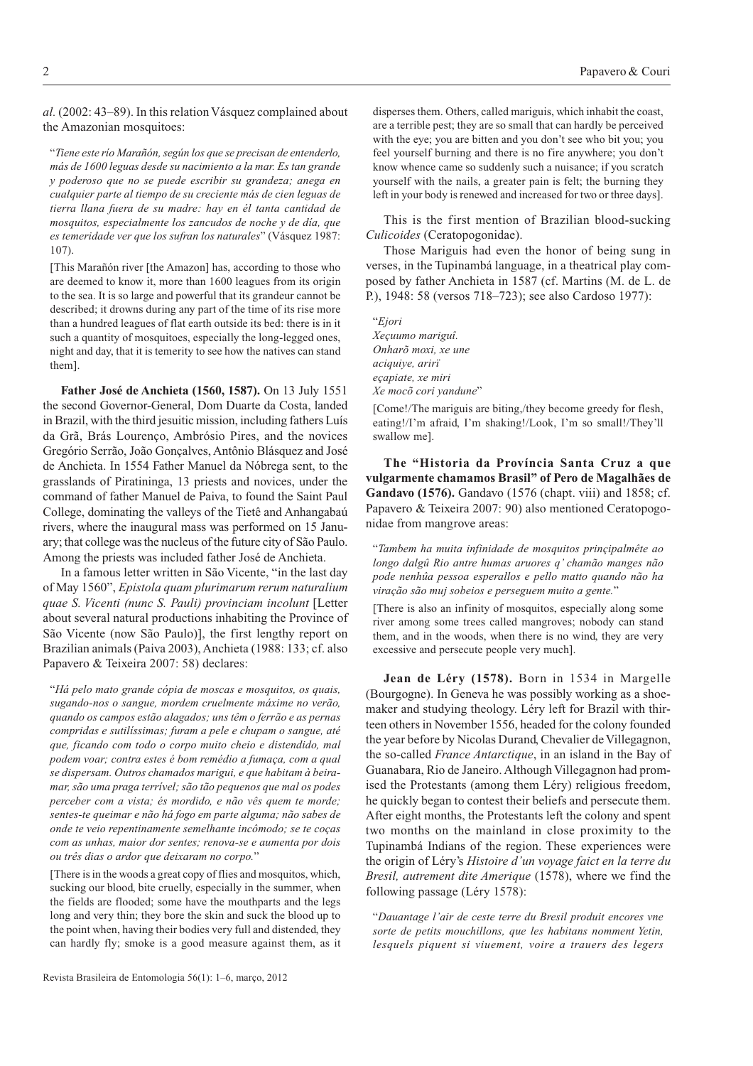*al.* (2002: 43–89). In this relation Vásquez complained about the Amazonian mosquitoes:

"*Tiene este río Marañón, según los que se precisan de entenderlo, más de 1600 leguas desde su nacimiento a la mar. Es tan grande y poderoso que no se puede escribir su grandeza; anega en cualquier parte al tiempo de su creciente más de cien leguas de tierra llana fuera de su madre: hay en él tanta cantidad de mosquitos, especialmente los zancudos de noche y de día, que es temeridade ver que los sufran los naturales*" (Vásquez 1987: 107).

[This Marañón river [the Amazon] has, according to those who are deemed to know it, more than 1600 leagues from its origin to the sea. It is so large and powerful that its grandeur cannot be described; it drowns during any part of the time of its rise more than a hundred leagues of flat earth outside its bed: there is in it such a quantity of mosquitoes, especially the long-legged ones, night and day, that it is temerity to see how the natives can stand them].

**Father José de Anchieta (1560, 1587).** On 13 July 1551 the second Governor-General, Dom Duarte da Costa, landed in Brazil, with the third jesuitic mission, including fathers Luís da Grã, Brás Lourenço, Ambrósio Pires, and the novices Gregório Serrão, João Gonçalves, Antônio Blásquez and José de Anchieta. In 1554 Father Manuel da Nóbrega sent, to the grasslands of Piratininga, 13 priests and novices, under the command of father Manuel de Paiva, to found the Saint Paul College, dominating the valleys of the Tietê and Anhangabaú rivers, where the inaugural mass was performed on 15 January; that college was the nucleus of the future city of São Paulo. Among the priests was included father José de Anchieta.

In a famous letter written in São Vicente, "in the last day of May 1560", *Epistola quam plurimarum rerum naturalium quae S. Vicenti (nunc S. Pauli) provinciam incolunt* [Letter about several natural productions inhabiting the Province of São Vicente (now São Paulo)], the first lengthy report on Brazilian animals (Paiva 2003), Anchieta (1988: 133; cf. also Papavero & Teixeira 2007: 58) declares:

"*Há pelo mato grande cópia de moscas e mosquitos, os quais, sugando-nos o sangue, mordem cruelmente máxime no verão, quando os campos estão alagados; uns têm o ferrão e as pernas compridas e sutilíssimas; furam a pele e chupam o sangue, até que, ficando com todo o corpo muito cheio e distendido, mal podem voar; contra estes é bom remédio a fumaça, com a qual se dispersam. Outros chamados marigui, e que habitam à beira-mar, são uma praga terrível; são tão pequenos que mal os podes perceber com a vista; és mordido, e não vês quem te morde; sentes-te queimar e não há fogo em parte alguma; não sabes de onde te veio repentinamente semelhante incômodo; se te coças com as unhas, maior dor sentes; renova-se e aumenta por dois ou três dias o ardor que deixaram no corpo.*"

[There is in the woods a great copy of flies and mosquitos, which, sucking our blood, bite cruelly, especially in the summer, when the fields are flooded; some have the mouthparts and the legs long and very thin; they bore the skin and suck the blood up to the point when, having their bodies very full and distended, they can hardly fly; smoke is a good measure against them, as it disperses them. Others, called mariguis, which inhabit the coast, are a terrible pest; they are so small that can hardly be perceived with the eye; you are bitten and you don't see who bit you; you feel yourself burning and there is no fire anywhere; you don't know whence came so suddenly such a nuisance; if you scratch yourself with the nails, a greater pain is felt; the burning they left in your body is renewed and increased for two or three days].

This is the first mention of Brazilian blood-sucking *Culicoides* (Ceratopogonidae).

Those Mariguis had even the honor of being sung in verses, in the Tupinambá language, in a theatrical play composed by father Anchieta in 1587 (cf. Martins (M. de L. de P.), 1948: 58 (versos 718–723); see also Cardoso 1977):

"*Ejori*
*Xeçuumo mariguî.*
*Onharõ moxi, xe une*
*aciquiye, arirï*
*eçapiate, xe miri*
*Xe mocõ cori yandune*"

[Come!/The mariguis are biting,/they become greedy for flesh, eating!/I'm afraid, I'm shaking!/Look, I'm so small!/They'll swallow me].

**The "Historia da Província Santa Cruz a que vulgarmente chamamos Brasil" of Pero de Magalhães de Gandavo (1576).** Gandavo (1576 (chapt. viii) and 1858; cf. Papavero & Teixeira 2007: 90) also mentioned Ceratopogonidae from mangrove areas:

"*Tambem ha muita infinidade de mosquitos prinçipalmête ao longo dalgũ Rio antre humas aruores q' chamão manges não pode nenhũa pessoa esperallos e pello matto quando não ha viração são muj sobeios e perseguem muito a gente.*"

[There is also an infinity of mosquitos, especially along some river among some trees called mangroves; nobody can stand them, and in the woods, when there is no wind, they are very excessive and persecute people very much].

**Jean de Léry (1578).** Born in 1534 in Margelle (Bourgogne). In Geneva he was possibly working as a shoemaker and studying theology. Léry left for Brazil with thirteen others in November 1556, headed for the colony founded the year before by Nicolas Durand, Chevalier de Villegagnon, the so-called *France Antarctique*, in an island in the Bay of Guanabara, Rio de Janeiro. Although Villegagnon had promised the Protestants (among them Léry) religious freedom, he quickly began to contest their beliefs and persecute them. After eight months, the Protestants left the colony and spent two months on the mainland in close proximity to the Tupinambá Indians of the region. These experiences were the origin of Léry's *Histoire d'un voyage faict en la terre du Bresil, autrement dite Amerique* (1578), where we find the following passage (Léry 1578):

"*Dauantage l'air de ceste terre du Bresil produit encores vne sorte de petits mouchillons, que les habitans nomment Yetin, lesquels piquent si viuement, voire a trauers des legers*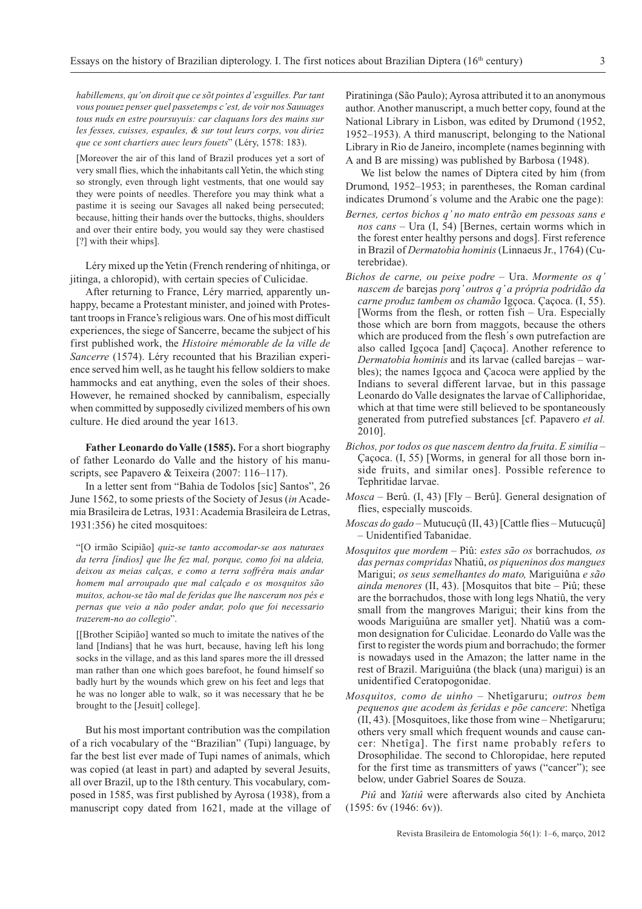*habillemens, qu'on diroit que ce sõt pointes d'esguilles. Par tant vous pouuez penser quel passetemps c'est, de voir nos Sauuages tous nuds en estre poursuyuis: car claquans lors des mains sur les fesses, cuisses, espaules, & sur tout leurs corps, vou diriez que ce sont chartiers auec leurs fouets*" (Léry, 1578: 183).

[Moreover the air of this land of Brazil produces yet a sort of very small flies, which the inhabitants call Yetin, the which sting so strongly, even through light vestments, that one would say they were points of needles. Therefore you may think what a pastime it is seeing our Savages all naked being persecuted; because, hitting their hands over the buttocks, thighs, shoulders and over their entire body, you would say they were chastised [?] with their whips].

Léry mixed up the Yetin (French rendering of nhitinga, or jitinga, a chloropid), with certain species of Culicidae.

After returning to France, Léry married, apparently unhappy, became a Protestant minister, and joined with Protestant troops in France's religious wars. One of his most difficult experiences, the siege of Sancerre, became the subject of his first published work, the *Histoire mémorable de la ville de Sancerre* (1574). Léry recounted that his Brazilian experience served him well, as he taught his fellow soldiers to make hammocks and eat anything, even the soles of their shoes. However, he remained shocked by cannibalism, especially when committed by supposedly civilized members of his own culture. He died around the year 1613.

**Father Leonardo do Valle (1585).** For a short biography of father Leonardo do Valle and the history of his manuscripts, see Papavero & Teixeira (2007: 116–117).

In a letter sent from "Bahia de Todolos [sic] Santos", 26 June 1562, to some priests of the Society of Jesus (*in* Academia Brasileira de Letras, 1931: Academia Brasileira de Letras, 1931:356) he cited mosquitoes:

"[O irmão Scipião] *quiz-se tanto accomodar-se aos naturaes da terra [índios] que lhe fez mal, porque, como foi na aldeia, deixou as meias calças, e como a terra soffréra mais andar homem mal arroupado que mal calçado e os mosquitos são muitos, achou-se tão mal de feridas que lhe nasceram nos pés e pernas que veio a não poder andar, polo que foi necessario trazerem-no ao collegio*".

[[Brother Scipião] wanted so much to imitate the natives of the land [Indians] that he was hurt, because, having left his long socks in the village, and as this land spares more the ill dressed man rather than one which goes barefoot, he found himself so badly hurt by the wounds which grew on his feet and legs that he was no longer able to walk, so it was necessary that he be brought to the [Jesuit] college].

But his most important contribution was the compilation of a rich vocabulary of the "Brazilian" (Tupi) language, by far the best list ever made of Tupi names of animals, which was copied (at least in part) and adapted by several Jesuits, all over Brazil, up to the 18th century. This vocabulary, composed in 1585, was first published by Ayrosa (1938), from a manuscript copy dated from 1621, made at the village of Piratininga (São Paulo); Ayrosa attributed it to an anonymous author. Another manuscript, a much better copy, found at the National Library in Lisbon, was edited by Drumond (1952, 1952–1953). A third manuscript, belonging to the National Library in Rio de Janeiro, incomplete (names beginning with A and B are missing) was published by Barbosa (1948).

We list below the names of Diptera cited by him (from Drumond, 1952–1953; in parentheses, the Roman cardinal indicates Drumond´s volume and the Arabic one the page):

*Bernes, certos bichos q' no mato entrão em pessoas sans e nos cans* – Ura (I, 54) [Bernes, certain worms which in the forest enter healthy persons and dogs]. First reference in Brazil of *Dermatobia hominis* (Linnaeus Jr., 1764) (Cuterebridae).

*Bichos de carne, ou peixe podre* – Ura. *Mormente os q' nascem de* barejas *porq' outros q' a própria podridão da carne produz tambem os chamão* Igçoca. Çaçoca. (I, 55). [Worms from the flesh, or rotten fish – Ura. Especially those which are born from maggots, because the others which are produced from the flesh´s own putrefaction are also called Igçoca [and] Çaçoca]. Another reference to *Dermatobia hominis* and its larvae (called barejas – warbles); the names Igçoca and Çacoca were applied by the Indians to several different larvae, but in this passage Leonardo do Valle designates the larvae of Calliphoridae, which at that time were still believed to be spontaneously generated from putrefied substances [cf. Papavero *et al.* 2010].

*Bichos, por todos os que nascem dentro da fruita*. *E similia* – Çaçoca. (I, 55) [Worms, in general for all those born inside fruits, and similar ones]. Possible reference to Tephritidae larvae.

*Mosca* – Berû. (I, 43) [Fly – Berû]. General designation of flies, especially muscoids.

*Moscas do gado* – Mutucuçû (II, 43) [Cattle flies – Mutucuçû] – Unidentified Tabanidae.

*Mosquitos que mordem* – Piû: *estes são os* borrachudos*, os das pernas compridas* Nhatiû, *os piqueninos dos mangues* Marigui; *os seus semelhantes do mato,* Mariguiûna *e são ainda menores* (II, 43). [Mosquitos that bite – Piû; these are the borrachudos, those with long legs Nhatiû, the very small from the mangroves Marigui; their kins from the woods Mariguiûna are smaller yet]. Nhatiû was a common designation for Culicidae. Leonardo do Valle was the first to register the words pium and borrachudo; the former is nowadays used in the Amazon; the latter name in the rest of Brazil. Mariguiûna (the black (una) marigui) is an unidentified Ceratopogonidae.

*Mosquitos, como de uinho* – Nhetîgaruru; *outros bem pequenos que acodem às feridas e põe cancere*: Nhetîga (II, 43). [Mosquitoes, like those from wine – Nhetîgaruru; others very small which frequent wounds and cause cancer: Nhetîga]. The first name probably refers to Drosophilidae. The second to Chloropidae, here reputed for the first time as transmitters of yaws ("cancer"); see below, under Gabriel Soares de Souza.

*Piû* and *Yatiû* were afterwards also cited by Anchieta (1595: 6v (1946: 6v)).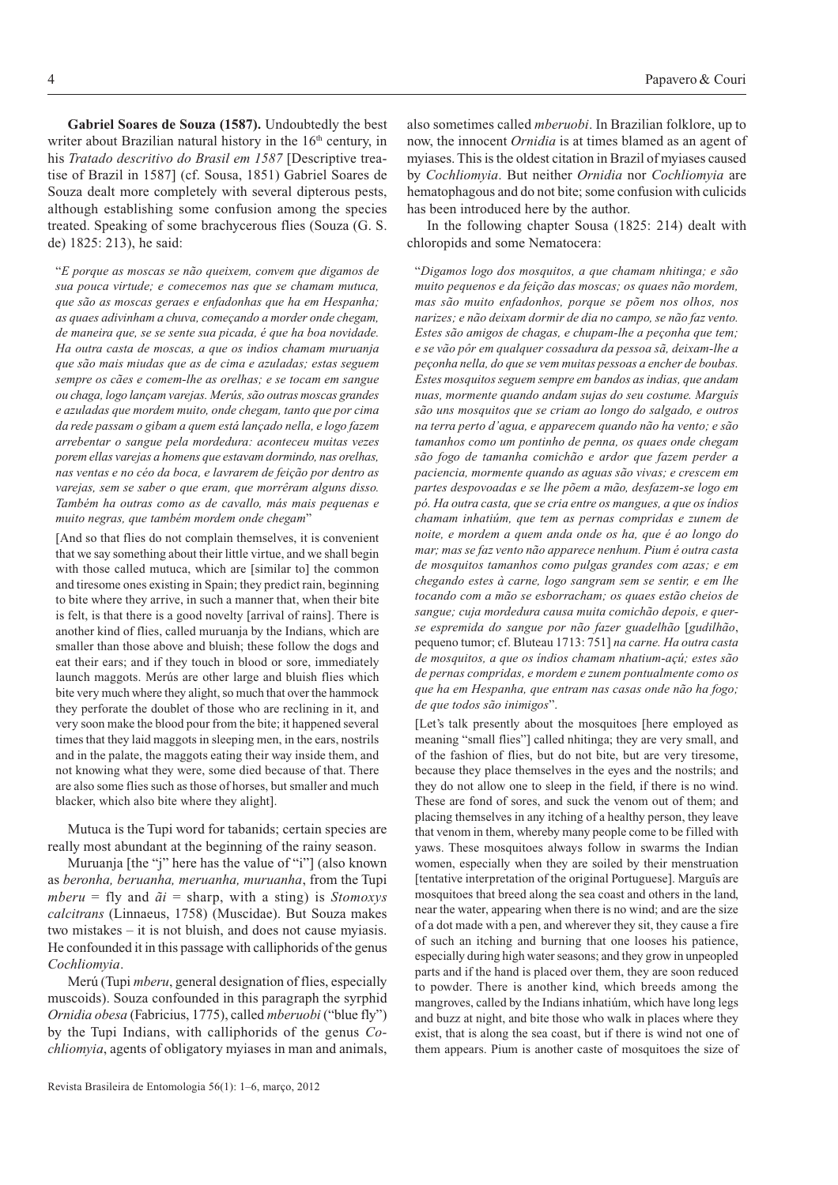**Gabriel Soares de Souza (1587).** Undoubtedly the best writer about Brazilian natural history in the 16th century, in his *Tratado descritivo do Brasil em 1587* [Descriptive treatise of Brazil in 1587] (cf. Sousa, 1851) Gabriel Soares de Souza dealt more completely with several dipterous pests, although establishing some confusion among the species treated. Speaking of some brachycerous flies (Souza (G. S. de) 1825: 213), he said:

"*E porque as moscas se não queixem, convem que digamos de sua pouca virtude; e comecemos nas que se chamam mutuca, que são as moscas geraes e enfadonhas que ha em Hespanha; as quaes adivinham a chuva, começando a morder onde chegam, de maneira que, se se sente sua picada, é que ha boa novidade. Ha outra casta de moscas, a que os indios chamam muruanja que são mais miudas que as de cima e azuladas; estas seguem sempre os cães e comem-lhe as orelhas; e se tocam em sangue ou chaga, logo lançam varejas. Merús, são outras moscas grandes e azuladas que mordem muito, onde chegam, tanto que por cima da rede passam o gibam a quem está lançado nella, e logo fazem arrebentar o sangue pela mordedura: aconteceu muitas vezes porem ellas varejas a homens que estavam dormindo, nas orelhas, nas ventas e no céo da boca, e lavrarem de feição por dentro as varejas, sem se saber o que eram, que morrêram alguns disso. Também ha outras como as de cavallo, más mais pequenas e muito negras, que também mordem onde chegam*"

[And so that flies do not complain themselves, it is convenient that we say something about their little virtue, and we shall begin with those called mutuca, which are [similar to] the common and tiresome ones existing in Spain; they predict rain, beginning to bite where they arrive, in such a manner that, when their bite is felt, is that there is a good novelty [arrival of rains]. There is another kind of flies, called muruanja by the Indians, which are smaller than those above and bluish; these follow the dogs and eat their ears; and if they touch in blood or sore, immediately launch maggots. Merús are other large and bluish flies which bite very much where they alight, so much that over the hammock they perforate the doublet of those who are reclining in it, and very soon make the blood pour from the bite; it happened several times that they laid maggots in sleeping men, in the ears, nostrils and in the palate, the maggots eating their way inside them, and not knowing what they were, some died because of that. There are also some flies such as those of horses, but smaller and much blacker, which also bite where they alight].

Mutuca is the Tupi word for tabanids; certain species are really most abundant at the beginning of the rainy season.

Muruanja [the "j" here has the value of "i"] (also known as *beronha, beruanha, meruanha, muruanha*, from the Tupi *mberu* = fly and *ãi* = sharp, with a sting) is *Stomoxys calcitrans* (Linnaeus, 1758) (Muscidae). But Souza makes two mistakes – it is not bluish, and does not cause myiasis. He confounded it in this passage with calliphorids of the genus *Cochliomyia*.

Merú (Tupi *mberu*, general designation of flies, especially muscoids). Souza confounded in this paragraph the syrphid *Ornidia obesa* (Fabricius, 1775), called *mberuobi* ("blue fly") by the Tupi Indians, with calliphorids of the genus *Cochliomyia*, agents of obligatory myiases in man and animals, also sometimes called *mberuobi*. In Brazilian folklore, up to now, the innocent *Ornidia* is at times blamed as an agent of myiases. This is the oldest citation in Brazil of myiases caused by *Cochliomyia*. But neither *Ornidia* nor *Cochliomyia* are hematophagous and do not bite; some confusion with culicids has been introduced here by the author.

In the following chapter Sousa (1825: 214) dealt with chloropids and some Nematocera:

"*Digamos logo dos mosquitos, a que chamam nhitinga; e são muito pequenos e da feição das moscas; os quaes não mordem, mas são muito enfadonhos, porque se põem nos olhos, nos narizes; e não deixam dormir de dia no campo, se não faz vento. Estes são amigos de chagas, e chupam-lhe a peçonha que tem; e se vão pôr em qualquer cossadura da pessoa sã, deixam-lhe a peçonha nella, do que se vem muitas pessoas a encher de boubas. Estes mosquitos seguem sempre em bandos as indias, que andam nuas, mormente quando andam sujas do seu costume. Marguîs são uns mosquitos que se criam ao longo do salgado, e outros na terra perto d'agua, e apparecem quando não ha vento; e são tamanhos como um pontinho de penna, os quaes onde chegam são fogo de tamanha comichão e ardor que fazem perder a paciencia, mormente quando as aguas são vivas; e crescem em partes despovoadas e se lhe põem a mão, desfazem-se logo em pó. Ha outra casta, que se cria entre os mangues, a que os índios chamam inhatiúm, que tem as pernas compridas e zunem de noite, e mordem a quem anda onde os ha, que é ao longo do mar; mas se faz vento não apparece nenhum. Pium é outra casta de mosquitos tamanhos como pulgas grandes com azas; e em chegando estes à carne, logo sangram sem se sentir, e em lhe tocando com a mão se esborracham; os quaes estão cheios de sangue; cuja mordedura causa muita comichão depois, e quer-se espremida do sangue por não fazer guadelhão* [*gudilhão*, pequeno tumor; cf. Bluteau 1713: 751] *na carne. Ha outra casta de mosquitos, a que os índios chamam nhatium-açú; estes são de pernas compridas, e mordem e zunem pontualmente como os que ha em Hespanha, que entram nas casas onde não ha fogo; de que todos são inimigos*".

[Let's talk presently about the mosquitoes [here employed as meaning "small flies"] called nhitinga; they are very small, and of the fashion of flies, but do not bite, but are very tiresome, because they place themselves in the eyes and the nostrils; and they do not allow one to sleep in the field, if there is no wind. These are fond of sores, and suck the venom out of them; and placing themselves in any itching of a healthy person, they leave that venom in them, whereby many people come to be filled with yaws. These mosquitoes always follow in swarms the Indian women, especially when they are soiled by their menstruation [tentative interpretation of the original Portuguese]. Marguîs are mosquitoes that breed along the sea coast and others in the land, near the water, appearing when there is no wind; and are the size of a dot made with a pen, and wherever they sit, they cause a fire of such an itching and burning that one looses his patience, especially during high water seasons; and they grow in unpeopled parts and if the hand is placed over them, they are soon reduced to powder. There is another kind, which breeds among the mangroves, called by the Indians inhatiúm, which have long legs and buzz at night, and bite those who walk in places where they exist, that is along the sea coast, but if there is wind not one of them appears. Pium is another caste of mosquitoes the size of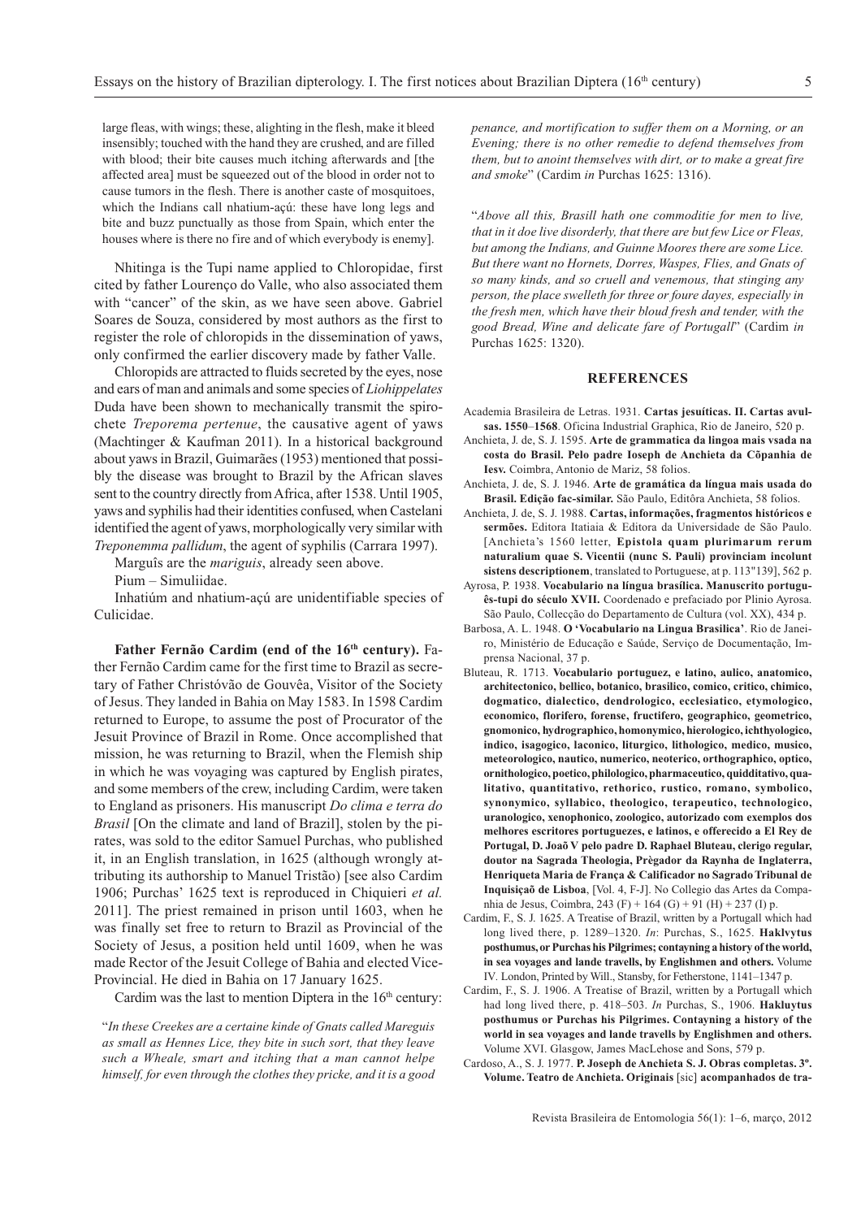large fleas, with wings; these, alighting in the flesh, make it bleed insensibly; touched with the hand they are crushed, and are filled with blood; their bite causes much itching afterwards and [the affected area] must be squeezed out of the blood in order not to cause tumors in the flesh. There is another caste of mosquitoes, which the Indians call nhatium-açú: these have long legs and bite and buzz punctually as those from Spain, which enter the houses where is there no fire and of which everybody is enemy].

Nhitinga is the Tupi name applied to Chloropidae, first cited by father Lourenço do Valle, who also associated them with "cancer" of the skin, as we have seen above. Gabriel Soares de Souza, considered by most authors as the first to register the role of chloropids in the dissemination of yaws, only confirmed the earlier discovery made by father Valle.

Chloropids are attracted to fluids secreted by the eyes, nose and ears of man and animals and some species of *Liohippelates* Duda have been shown to mechanically transmit the spirochete *Treporema pertenue*, the causative agent of yaws (Machtinger & Kaufman 2011). In a historical background about yaws in Brazil, Guimarães (1953) mentioned that possibly the disease was brought to Brazil by the African slaves sent to the country directly from Africa, after 1538. Until 1905, yaws and syphilis had their identities confused, when Castelani identified the agent of yaws, morphologically very similar with *Treponemma pallidum*, the agent of syphilis (Carrara 1997).

Marguîs are the *mariguis*, already seen above.

Pium – Simuliidae.

Inhatiúm and nhatium-açú are unidentifiable species of Culicidae.

**Father Fernão Cardim (end of the 16th century).** Father Fernão Cardim came for the first time to Brazil as secretary of Father Christóvão de Gouvêa, Visitor of the Society of Jesus. They landed in Bahia on May 1583. In 1598 Cardim returned to Europe, to assume the post of Procurator of the Jesuit Province of Brazil in Rome. Once accomplished that mission, he was returning to Brazil, when the Flemish ship in which he was voyaging was captured by English pirates, and some members of the crew, including Cardim, were taken to England as prisoners. His manuscript *Do clima e terra do Brasil* [On the climate and land of Brazil], stolen by the pirates, was sold to the editor Samuel Purchas, who published it, in an English translation, in 1625 (although wrongly attributing its authorship to Manuel Tristão) [see also Cardim 1906; Purchas' 1625 text is reproduced in Chiquieri *et al.* 2011]. The priest remained in prison until 1603, when he was finally set free to return to Brazil as Provincial of the Society of Jesus, a position held until 1609, when he was made Rector of the Jesuit College of Bahia and elected Vice-Provincial. He died in Bahia on 17 January 1625.

Cardim was the last to mention Diptera in the 16th century:

"*In these Creekes are a certaine kinde of Gnats called Mareguis as small as Hennes Lice, they bite in such sort, that they leave such a Wheale, smart and itching that a man cannot helpe himself, for even through the clothes they pricke, and it is a good penance, and mortification to suffer them on a Morning, or an Evening; there is no other remedie to defend themselves from them, but to anoint themselves with dirt, or to make a great fire and smoke*" (Cardim *in* Purchas 1625: 1316).

"*Above all this, Brasill hath one commoditie for men to live, that in it doe live disorderly, that there are but few Lice or Fleas, but among the Indians, and Guinne Moores there are some Lice. But there want no Hornets, Dorres, Waspes, Flies, and Gnats of so many kinds, and so cruell and venemous, that stinging any person, the place swelleth for three or foure dayes, especially in the fresh men, which have their bloud fresh and tender, with the good Bread, Wine and delicate fare of Portugall*" (Cardim *in* Purchas 1625: 1320).

## REFERENCES

Academia Brasileira de Letras. 1931. **Cartas jesuíticas. II. Cartas avulsas. 1550–1568**. Oficina Industrial Graphica, Rio de Janeiro, 520 p.

Anchieta, J. de, S. J. 1595. **Arte de grammatica da lingoa mais vsada na costa do Brasil. Pelo padre Ioseph de Anchieta da Cõpanhia de Iesv.** Coimbra, Antonio de Mariz, 58 folios.

Anchieta, J. de, S. J. 1946. **Arte de gramática da língua mais usada do Brasil. Edição fac-similar.** São Paulo, Editôra Anchieta, 58 folios.

Anchieta, J. de, S. J. 1988. **Cartas, informações, fragmentos históricos e sermões.** Editora Itatiaia & Editora da Universidade de São Paulo. [Anchieta's 1560 letter, **Epistola quam plurimarum rerum naturalium quae S. Vicentii (nunc S. Pauli) provinciam incolunt sistens descriptionem**, translated to Portuguese, at p. 113"139], 562 p.

Ayrosa, P. 1938. **Vocabulario na língua brasílica. Manuscrito português-tupi do século XVII.** Coordenado e prefaciado por Plinio Ayrosa. São Paulo, Collecção do Departamento de Cultura (vol. XX), 434 p.

Barbosa, A. L. 1948. **O 'Vocabulario na Lingua Brasilica'**. Rio de Janeiro, Ministério de Educação e Saúde, Serviço de Documentação, Imprensa Nacional, 37 p.

Bluteau, R. 1713. **Vocabulario portuguez, e latino, aulico, anatomico, architectonico, bellico, botanico, brasilico, comico, critico, chimico, dogmatico, dialectico, dendrologico, ecclesiatico, etymologico, economico, florifero, forense, fructifero, geographico, geometrico, gnomonico, hydrographico, homonymico, hierologico, ichthyologico, indico, isagogico, laconico, liturgico, lithologico, medico, musico, meteorologico, nautico, numerico, neoterico, orthographico, optico, ornithologico, poetico, philologico, pharmaceutico, quidditativo, qualitativo, quantitativo, rethorico, rustico, romano, symbolico, synonymico, syllabico, theologico, terapeutico, technologico, uranologico, xenophonico, zoologico, autorizado com exemplos dos melhores escritores portuguezes, e latinos, e offerecido a El Rey de Portugal, D. Joaõ V pelo padre D. Raphael Bluteau, clerigo regular, doutor na Sagrada Theologia, Prègador da Raynha de Inglaterra, Henriqueta Maria de França & Calificador no Sagrado Tribunal de Inquisicaõ de Lisboa**, [Vol. 4, F-J]. No Collegio das Artes da Companhia de Jesus, Coimbra, 243 (F) + 164 (G) + 91 (H) + 237 (I) p.

Cardim, F., S. J. 1625. A Treatise of Brazil, written by a Portugall which had long lived there, p. 1289–1320. *In*: Purchas, S., 1625. **Haklvytus posthumus, or Purchas his Pilgrimes; contayning a history of the world, in sea voyages and lande travells, by Englishmen and others.** Volume IV. London, Printed by Will., Stansby, for Fetherstone, 1141–1347 p.

Cardim, F., S. J. 1906. A Treatise of Brazil, written by a Portugall which had long lived there, p. 418–503. *In* Purchas, S., 1906. **Hakluytus posthumus or Purchas his Pilgrimes. Contayning a history of the world in sea voyages and lande travells by Englishmen and others.** Volume XVI. Glasgow, James MacLehose and Sons, 579 p.

Cardoso, A., S. J. 1977. **P. Joseph de Anchieta S. J. Obras completas. 3º. Volume. Teatro de Anchieta. Originais** [sic] **acompanhados de tra-**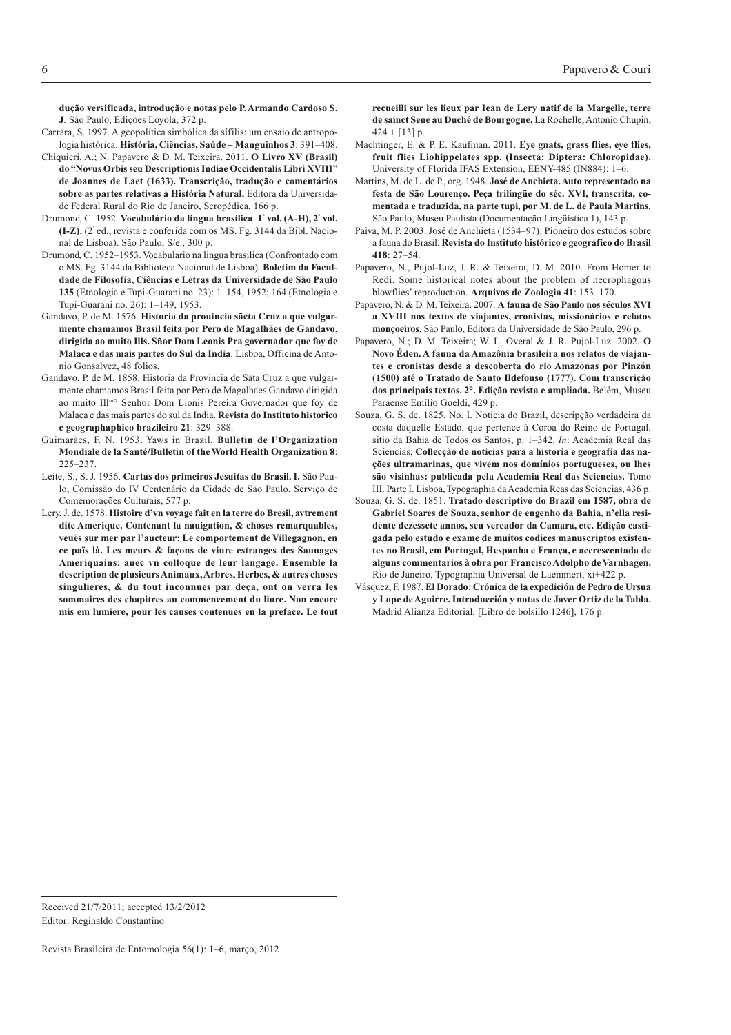**dução versificada, introdução e notas pelo P. Armando Cardoso S. J**. São Paulo, Edições Loyola, 372 p.

Carrara, S. 1997. A geopolítica simbólica da sífilis: um ensaio de antropologia histórica. **História, Ciências, Saúde – Manguinhos 3**: 391–408.

Chiquieri, A.; N. Papavero & D. M. Teixeira. 2011. **O Livro XV (Brasil) do "Novus Orbis seu Descriptionis Indiae Occidentalis Libri XVIII" de Joannes de Laet (1633). Transcrição, tradução e comentários sobre as partes relativas à História Natural.** Editora da Universidade Federal Rural do Rio de Janeiro, Seropédica, 166 p.

Drumond, C. 1952. **Vocabulário da língua brasílica**. **1º vol. (A-H), 2º vol. (I-Z).** (2º ed., revista e conferida com os MS. Fg. 3144 da Bibl. Nacional de Lisboa). São Paulo, S/e., 300 p.

Drumond, C. 1952–1953. Vocabulario na lingua brasilica (Confrontado com o MS. Fg. 3144 da Biblioteca Nacional de Lisboa). **Boletim da Faculdade de Filosofia, Ciências e Letras da Universidade de São Paulo 135** (Etnologia e Tupi-Guarani no. 23): 1–154, 1952; 164 (Etnologia e Tupi-Guarani no. 26): 1–149, 1953.

Gandavo, P. de M. 1576. **Historia da prouincia sãcta Cruz a que vulgarmente chamamos Brasil feita por Pero de Magalhães de Gandavo, dirigida ao muito Ills. Sñor Dom Leonis Pra governador que foy de Malaca e das mais partes do Sul da India**. Lisboa, Officina de Antonio Gonsalvez, 48 folios.

Gandavo, P. de M. 1858. Historia da Provincia de Sãta Cruz a que vulgarmente chamamos Brasil feita por Pero de Magalhaes Gandavo dirigida ao muito Illmo Senhor Dom Lionis Pereira Governador que foy de Malaca e das mais partes do sul da India. **Revista do Instituto historico e geographico brazileiro 21**: 329–388.

Guimarães, F. N. 1953. Yaws in Brazil. **Bulletin de l'Organization Mondiale de la Santé/Bulletin of the World Health Organization 8**: 225–237.

Leite, S., S. J. 1956. **Cartas dos primeiros Jesuítas do Brasil. I.** São Paulo, Comissão do IV Centenário da Cidade de São Paulo. Serviço de Comemorações Culturais, 577 p.

Lery, J. de. 1578. **Histoire d'vn voyage fait en la terre do Bresil, avtrement dite Amerique. Contenant la nauigation, & choses remarquables, veuës sur mer par l'aucteur: Le comportement de Villegagnon, en ce païs là. Les meurs & façons de viure estranges des Sauuages Ameriquains: auec vn colloque de leur langage. Ensemble la description de plusieurs Animaux, Arbres, Herbes, & autres choses singulieres, & du tout inconnues par deça, ont on verra les sommaires des chapitres au commencement du liure. Non encore mis em lumiere, pour les causes contenues en la preface. Le tout recueilli sur les lieux par Iean de Lery natif de la Margelle, terre de sainct Sene au Duché de Bourgogne.** La Rochelle, Antonio Chupin, 424 + [13] p.

Machtinger, E. & P. E. Kaufman. 2011. **Eye gnats, grass flies, eye flies, fruit flies Liohippelates spp. (Insecta: Diptera: Chloropidae).** University of Florida IFAS Extension, EENY-485 (IN884): 1–6.

Martins, M. de L. de P., org. 1948. **José de Anchieta. Auto representado na festa de São Lourenço. Peça trilíngüe do séc. XVI, transcrita, comentada e traduzida, na parte tupi, por M. de L. de Paula Martins**. São Paulo, Museu Paulista (Documentação Lingüística 1), 143 p.

Paiva, M. P. 2003. José de Anchieta (1534–97): Pioneiro dos estudos sobre a fauna do Brasil. **Revista do Instituto histórico e geográfico do Brasil 418**: 27–54.

Papavero, N., Pujol-Luz, J. R. & Teixeira, D. M. 2010. From Homer to Redi. Some historical notes about the problem of necrophagous blowflies' reproduction. **Arquivos de Zoologia 41**: 153–170.

Papavero, N. & D. M. Teixeira. 2007. **A fauna de São Paulo nos séculos XVI a XVIII nos textos de viajantes, cronistas, missionários e relatos monçoeiros.** São Paulo, Editora da Universidade de São Paulo, 296 p.

Papavero, N.; D. M. Teixeira; W. L. Overal & J. R. Pujol-Luz. 2002. **O Novo Éden. A fauna da Amazônia brasileira nos relatos de viajantes e cronistas desde a descoberta do rio Amazonas por Pinzón (1500) até o Tratado de Santo Ildefonso (1777). Com transcrição dos principais textos. 2°. Edição revista e ampliada.** Belém, Museu Paraense Emílio Goeldi, 429 p.

Souza, G. S. de. 1825. No. I. Noticia do Brazil, descripção verdadeira da costa daquelle Estado, que pertence à Coroa do Reino de Portugal, sitio da Bahia de Todos os Santos, p. 1–342. *In*: Academia Real das Sciencias, **Collecção de noticias para a historia e geografia das nações ultramarinas, que vivem nos domínios portugueses, ou lhes são visinhas: publicada pela Academia Real das Sciencias.** Tomo III. Parte I. Lisboa, Typographia da Academia Reas das Sciencias, 436 p.

Souza, G. S. de. 1851. **Tratado descriptivo do Brazil em 1587, obra de Gabriel Soares de Souza, senhor de engenho da Bahia, n'ella residente dezessete annos, seu vereador da Camara, etc. Edição castigada pelo estudo e exame de muitos codices manuscriptos existentes no Brasil, em Portugal, Hespanha e França, e accrescentada de alguns commentarios à obra por Francisco Adolpho de Varnhagen.** Rio de Janeiro, Typographia Universal de Laemmert, xi+422 p.

Vásquez, F. 1987. **El Dorado: Crónica de la expedición de Pedro de Ursua y Lope de Aguirre. Introducción y notas de Javer Ortiz de la Tabla.** Madrid Alianza Editorial, [Libro de bolsillo 1246], 176 p.

Received 21/7/2011; accepted 13/2/2012
Editor: Reginaldo Constantino